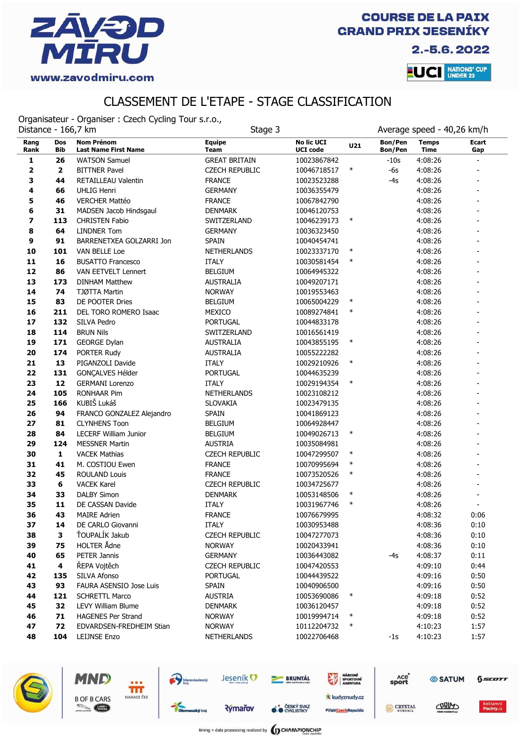# ZÁVOD MÍRU

www.zavodmiru.com

**COURSE DE LA PAIX**
**GRAND PRIX JESENÍKY**
**2.-5.6. 2022**

UCI NATIONS' CUP UNDER 23

## CLASSEMENT DE L'ETAPE - STAGE CLASSIFICATION

Organisateur - Organiser : Czech Cycling Tour s.r.o.,

Distance - 166,7 km | Stage 3 | Average speed - 40,26 km/h

| Rang Rank | Dos Bib | Nom Prénom Last Name First Name | Equipe Team | No lic UCI UCI code | U21 | Bon/Pen Bon/Pen | Temps Time | Ecart Gap |
|---|---|---|---|---|---|---|---|---|
| 1 | 26 | WATSON Samuel | GREAT BRITAIN | 10023867842 | | -10s | 4:08:26 | - |
| 2 | 2 | BITTNER Pavel | CZECH REPUBLIC | 10046718517 | * | -6s | 4:08:26 | - |
| 3 | 44 | RETAILLEAU Valentin | FRANCE | 10023523288 | | -4s | 4:08:26 | - |
| 4 | 66 | UHLIG Henri | GERMANY | 10036355479 | | | 4:08:26 | - |
| 5 | 46 | VERCHER Mattéo | FRANCE | 10067842790 | | | 4:08:26 | - |
| 6 | 31 | MADSEN Jacob Hindsgaul | DENMARK | 10046120753 | | | 4:08:26 | - |
| 7 | 113 | CHRISTEN Fabio | SWITZERLAND | 10046239173 | * | | 4:08:26 | - |
| 8 | 64 | LINDNER Tom | GERMANY | 10036323450 | | | 4:08:26 | - |
| 9 | 91 | BARRENETXEA GOLZARRI Jon | SPAIN | 10040454741 | | | 4:08:26 | - |
| 10 | 101 | VAN BELLE Loe | NETHERLANDS | 10023337170 | * | | 4:08:26 | - |
| 11 | 16 | BUSATTO Francesco | ITALY | 10030581454 | * | | 4:08:26 | - |
| 12 | 86 | VAN EETVELT Lennert | BELGIUM | 10064945322 | | | 4:08:26 | - |
| 13 | 173 | DINHAM Matthew | AUSTRALIA | 10049207171 | | | 4:08:26 | - |
| 14 | 74 | TJØTTA Martin | NORWAY | 10019553463 | | | 4:08:26 | - |
| 15 | 83 | DE POOTER Dries | BELGIUM | 10065004229 | * | | 4:08:26 | - |
| 16 | 211 | DEL TORO ROMERO Isaac | MEXICO | 10089274841 | * | | 4:08:26 | - |
| 17 | 132 | SILVA Pedro | PORTUGAL | 10044833178 | | | 4:08:26 | - |
| 18 | 114 | BRUN Nils | SWITZERLAND | 10016561419 | | | 4:08:26 | - |
| 19 | 171 | GEORGE Dylan | AUSTRALIA | 10043855195 | * | | 4:08:26 | - |
| 20 | 174 | PORTER Rudy | AUSTRALIA | 10055222282 | | | 4:08:26 | - |
| 21 | 13 | PIGANZOLI Davide | ITALY | 10029210926 | * | | 4:08:26 | - |
| 22 | 131 | GONÇALVES Hélder | PORTUGAL | 10044635239 | | | 4:08:26 | - |
| 23 | 12 | GERMANI Lorenzo | ITALY | 10029194354 | * | | 4:08:26 | - |
| 24 | 105 | RONHAAR Pim | NETHERLANDS | 10023108212 | | | 4:08:26 | - |
| 25 | 166 | KUBIŠ Lukáš | SLOVAKIA | 10023479135 | | | 4:08:26 | - |
| 26 | 94 | FRANCO GONZALEZ Alejandro | SPAIN | 10041869123 | | | 4:08:26 | - |
| 27 | 81 | CLYNHENS Toon | BELGIUM | 10064928447 | | | 4:08:26 | - |
| 28 | 84 | LECERF William Junior | BELGIUM | 10049026713 | * | | 4:08:26 | - |
| 29 | 124 | MESSNER Martin | AUSTRIA | 10035084981 | | | 4:08:26 | - |
| 30 | 1 | VACEK Mathias | CZECH REPUBLIC | 10047299507 | * | | 4:08:26 | - |
| 31 | 41 | M. COSTIOU Ewen | FRANCE | 10070995694 | * | | 4:08:26 | - |
| 32 | 45 | ROULAND Louis | FRANCE | 10073520526 | * | | 4:08:26 | - |
| 33 | 6 | VACEK Karel | CZECH REPUBLIC | 10034725677 | | | 4:08:26 | - |
| 34 | 33 | DALBY Simon | DENMARK | 10053148506 | * | | 4:08:26 | - |
| 35 | 11 | DE CASSAN Davide | ITALY | 10031967746 | * | | 4:08:26 | - |
| 36 | 43 | MAIRE Adrien | FRANCE | 10076679995 | | | 4:08:32 | 0:06 |
| 37 | 14 | DE CARLO Giovanni | ITALY | 10030953488 | | | 4:08:36 | 0:10 |
| 38 | 3 | ŤOUPALÍK Jakub | CZECH REPUBLIC | 10047277073 | | | 4:08:36 | 0:10 |
| 39 | 75 | HOLTER Ådne | NORWAY | 10020433941 | | | 4:08:36 | 0:10 |
| 40 | 65 | PETER Jannis | GERMANY | 10036443082 | | -4s | 4:08:37 | 0:11 |
| 41 | 4 | ŘEPA Vojtěch | CZECH REPUBLIC | 10047420553 | | | 4:09:10 | 0:44 |
| 42 | 135 | SILVA Afonso | PORTUGAL | 10044439522 | | | 4:09:16 | 0:50 |
| 43 | 93 | FAURA ASENSIO Jose Luis | SPAIN | 10040906500 | | | 4:09:16 | 0:50 |
| 44 | 121 | SCHRETTL Marco | AUSTRIA | 10053690086 | * | | 4:09:18 | 0:52 |
| 45 | 32 | LEVY William Blume | DENMARK | 10036120457 | | | 4:09:18 | 0:52 |
| 46 | 71 | HAGENES Per Strand | NORWAY | 10019994714 | * | | 4:09:18 | 0:52 |
| 47 | 72 | EDVARDSEN-FREDHEIM Stian | NORWAY | 10112204732 | * | | 4:10:23 | 1:57 |
| 48 | 104 | LEIJNSE Enzo | NETHERLANDS | 10022706468 | | -1s | 4:10:23 | 1:57 |

timing + data processing realized by CHAMPIONCHIP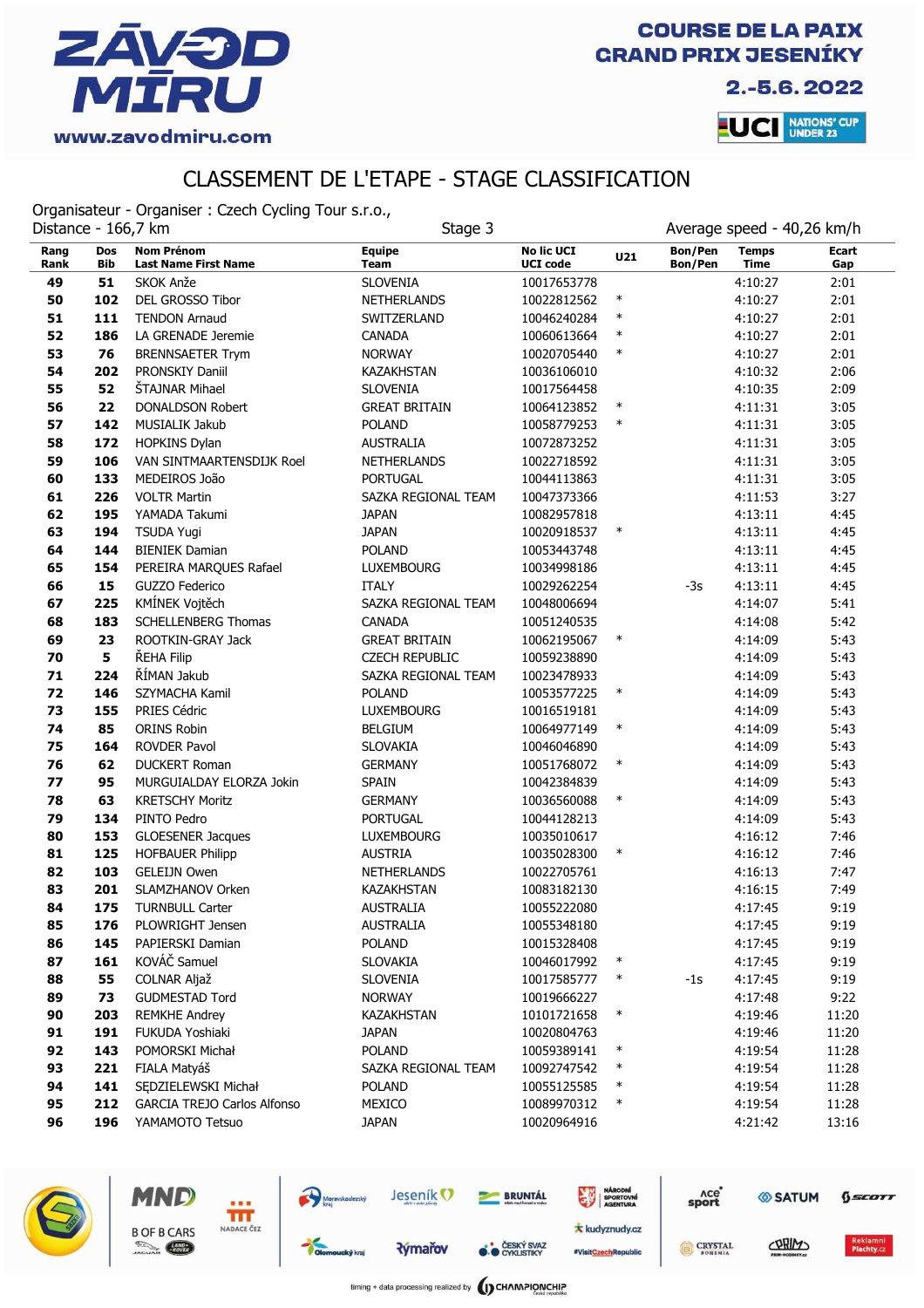# CLASSEMENT DE L'ETAPE - STAGE CLASSIFICATION

Organisateur - Organiser : Czech Cycling Tour s.r.o.,
Distance - 166,7 km

Stage 3

Average speed - 40,26 km/h

| Rang<br>Rank | Dos<br>Bib | Nom Prénom<br>Last Name First Name | Equipe<br>Team | No lic UCI<br>UCI code | U21 | Bon/Pen<br>Bon/Pen | Temps<br>Time | Ecart<br>Gap |
|---|---|---|---|---|---|---|---|---|
| 49 | 51 | SKOK Anže | SLOVENIA | 10017653778 | | | 4:10:27 | 2:01 |
| 50 | 102 | DEL GROSSO Tibor | NETHERLANDS | 10022812562 | * | | 4:10:27 | 2:01 |
| 51 | 111 | TENDON Arnaud | SWITZERLAND | 10046240284 | * | | 4:10:27 | 2:01 |
| 52 | 186 | LA GRENADE Jeremie | CANADA | 10060613664 | * | | 4:10:27 | 2:01 |
| 53 | 76 | BRENNSAETER Trym | NORWAY | 10020705440 | * | | 4:10:27 | 2:01 |
| 54 | 202 | PRONSKIY Daniil | KAZAKHSTAN | 10036106010 | | | 4:10:32 | 2:06 |
| 55 | 52 | ŠTAJNAR Mihael | SLOVENIA | 10017564458 | | | 4:10:35 | 2:09 |
| 56 | 22 | DONALDSON Robert | GREAT BRITAIN | 10064123852 | * | | 4:11:31 | 3:05 |
| 57 | 142 | MUSIALIK Jakub | POLAND | 10058779253 | * | | 4:11:31 | 3:05 |
| 58 | 172 | HOPKINS Dylan | AUSTRALIA | 10072873252 | | | 4:11:31 | 3:05 |
| 59 | 106 | VAN SINTMAARTENSDIJK Roel | NETHERLANDS | 10022718592 | | | 4:11:31 | 3:05 |
| 60 | 133 | MEDEIROS João | PORTUGAL | 10044113863 | | | 4:11:31 | 3:05 |
| 61 | 226 | VOLTR Martin | SAZKA REGIONAL TEAM | 10047373366 | | | 4:11:53 | 3:27 |
| 62 | 195 | YAMADA Takumi | JAPAN | 10082957818 | | | 4:13:11 | 4:45 |
| 63 | 194 | TSUDA Yugi | JAPAN | 10020918537 | * | | 4:13:11 | 4:45 |
| 64 | 144 | BIENIEK Damian | POLAND | 10053443748 | | | 4:13:11 | 4:45 |
| 65 | 154 | PEREIRA MARQUES Rafael | LUXEMBOURG | 10034998186 | | | 4:13:11 | 4:45 |
| 66 | 15 | GUZZO Federico | ITALY | 10029262254 | | -3s | 4:13:11 | 4:45 |
| 67 | 225 | KMÍNEK Vojtěch | SAZKA REGIONAL TEAM | 10048006694 | | | 4:14:07 | 5:41 |
| 68 | 183 | SCHELLENBERG Thomas | CANADA | 10051240535 | | | 4:14:08 | 5:42 |
| 69 | 23 | ROOTKIN-GRAY Jack | GREAT BRITAIN | 10062195067 | * | | 4:14:09 | 5:43 |
| 70 | 5 | ŘEHA Filip | CZECH REPUBLIC | 10059238890 | | | 4:14:09 | 5:43 |
| 71 | 224 | ŘÍMAN Jakub | SAZKA REGIONAL TEAM | 10023478933 | | | 4:14:09 | 5:43 |
| 72 | 146 | SZYMACHA Kamil | POLAND | 10053577225 | * | | 4:14:09 | 5:43 |
| 73 | 155 | PRIES Cédric | LUXEMBOURG | 10016519181 | | | 4:14:09 | 5:43 |
| 74 | 85 | ORINS Robin | BELGIUM | 10064977149 | * | | 4:14:09 | 5:43 |
| 75 | 164 | ROVDER Pavol | SLOVAKIA | 10046046890 | | | 4:14:09 | 5:43 |
| 76 | 62 | DUCKERT Roman | GERMANY | 10051768072 | * | | 4:14:09 | 5:43 |
| 77 | 95 | MURGUIALDAY ELORZA Jokin | SPAIN | 10042384839 | | | 4:14:09 | 5:43 |
| 78 | 63 | KRETSCHY Moritz | GERMANY | 10036560088 | * | | 4:14:09 | 5:43 |
| 79 | 134 | PINTO Pedro | PORTUGAL | 10044128213 | | | 4:14:09 | 5:43 |
| 80 | 153 | GLOESENER Jacques | LUXEMBOURG | 10035010617 | | | 4:16:12 | 7:46 |
| 81 | 125 | HOFBAUER Philipp | AUSTRIA | 10035028300 | * | | 4:16:12 | 7:46 |
| 82 | 103 | GELEIJN Owen | NETHERLANDS | 10022705761 | | | 4:16:13 | 7:47 |
| 83 | 201 | SLAMZHANOV Orken | KAZAKHSTAN | 10083182130 | | | 4:16:15 | 7:49 |
| 84 | 175 | TURNBULL Carter | AUSTRALIA | 10055222080 | | | 4:17:45 | 9:19 |
| 85 | 176 | PLOWRIGHT Jensen | AUSTRALIA | 10055348180 | | | 4:17:45 | 9:19 |
| 86 | 145 | PAPIERSKI Damian | POLAND | 10015328408 | | | 4:17:45 | 9:19 |
| 87 | 161 | KOVÁČ Samuel | SLOVAKIA | 10046017992 | * | | 4:17:45 | 9:19 |
| 88 | 55 | COLNAR Aljaž | SLOVENIA | 10017585777 | * | -1s | 4:17:45 | 9:19 |
| 89 | 73 | GUDMESTAD Tord | NORWAY | 10019666227 | | | 4:17:48 | 9:22 |
| 90 | 203 | REMKHE Andrey | KAZAKHSTAN | 10101721658 | * | | 4:19:46 | 11:20 |
| 91 | 191 | FUKUDA Yoshiaki | JAPAN | 10020804763 | | | 4:19:46 | 11:20 |
| 92 | 143 | POMORSKI Michał | POLAND | 10059389141 | * | | 4:19:54 | 11:28 |
| 93 | 221 | FIALA Matyáš | SAZKA REGIONAL TEAM | 10092747542 | * | | 4:19:54 | 11:28 |
| 94 | 141 | SĘDZIELEWSKI Michał | POLAND | 10055125585 | * | | 4:19:54 | 11:28 |
| 95 | 212 | GARCIA TREJO Carlos Alfonso | MEXICO | 10089970312 | * | | 4:19:54 | 11:28 |
| 96 | 196 | YAMAMOTO Tetsuo | JAPAN | 10020964916 | | | 4:21:42 | 13:16 |

timing + data processing realized by CHAMPIONCHIP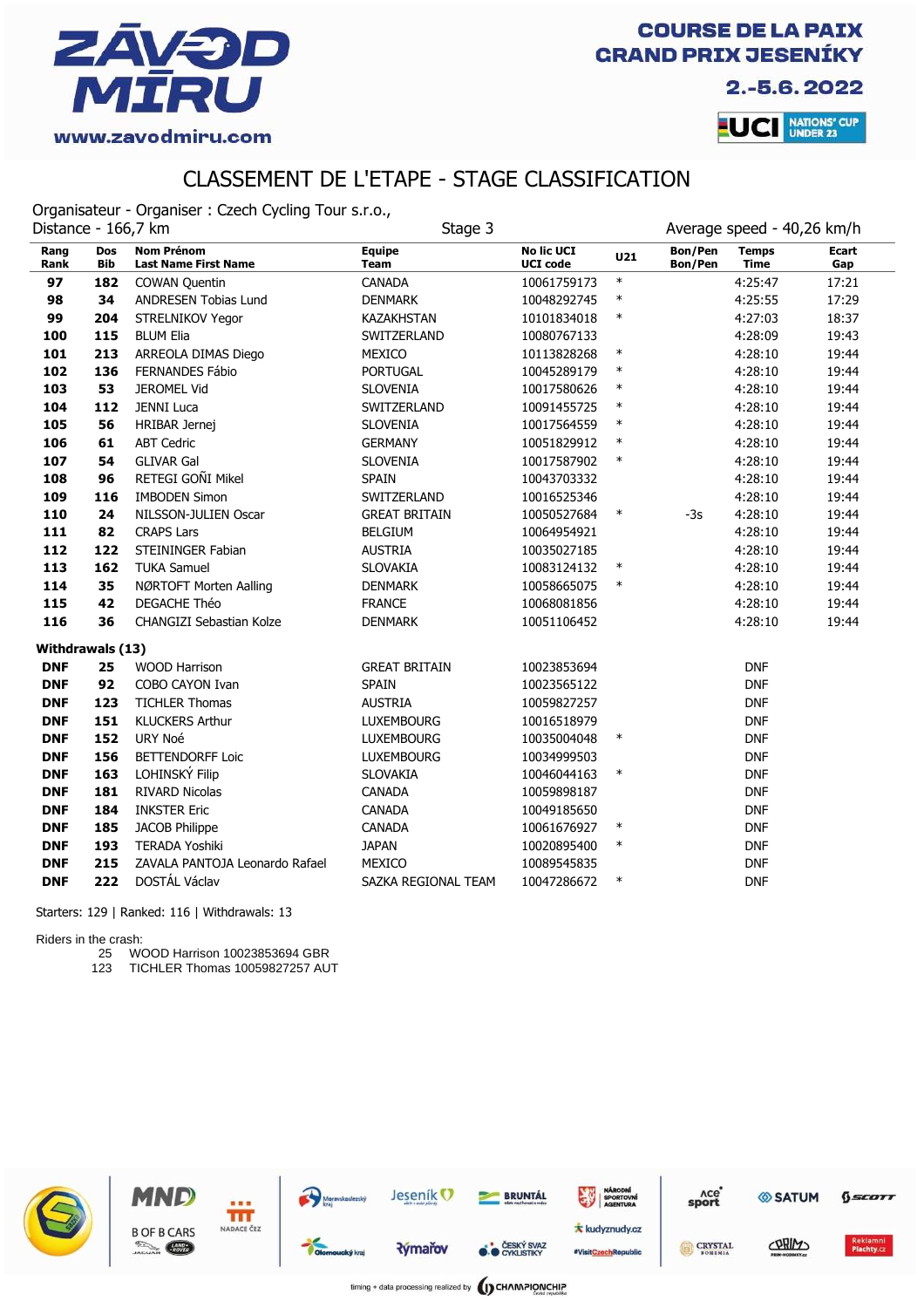ZÁVOD MÍRU
www.zavodmiru.com

COURSE DE LA PAIX
GRAND PRIX JESENÍKY
2.-5.6.2022

UCI NATIONS' CUP UNDER 23

# CLASSEMENT DE L'ETAPE - STAGE CLASSIFICATION

Organisateur - Organiser : Czech Cycling Tour s.r.o.,

Distance - 166,7 km | Stage 3 | Average speed - 40,26 km/h

| Rang Rank | Dos Bib | Nom Prénom Last Name First Name | Equipe Team | No lic UCI UCI code | U21 | Bon/Pen Bon/Pen | Temps Time | Ecart Gap |
|---|---|---|---|---|---|---|---|---|
| **97** | **182** | COWAN Quentin | CANADA | 10061759173 | * | | 4:25:47 | 17:21 |
| **98** | **34** | ANDRESEN Tobias Lund | DENMARK | 10048292745 | * | | 4:25:55 | 17:29 |
| **99** | **204** | STRELNIKOV Yegor | KAZAKHSTAN | 10101834018 | * | | 4:27:03 | 18:37 |
| **100** | **115** | BLUM Elia | SWITZERLAND | 10080767133 | | | 4:28:09 | 19:43 |
| **101** | **213** | ARREOLA DIMAS Diego | MEXICO | 10113828268 | * | | 4:28:10 | 19:44 |
| **102** | **136** | FERNANDES Fábio | PORTUGAL | 10045289179 | * | | 4:28:10 | 19:44 |
| **103** | **53** | JEROMEL Vid | SLOVENIA | 10017580626 | * | | 4:28:10 | 19:44 |
| **104** | **112** | JENNI Luca | SWITZERLAND | 10091455725 | * | | 4:28:10 | 19:44 |
| **105** | **56** | HRIBAR Jernej | SLOVENIA | 10017564559 | * | | 4:28:10 | 19:44 |
| **106** | **61** | ABT Cedric | GERMANY | 10051829912 | * | | 4:28:10 | 19:44 |
| **107** | **54** | GLIVAR Gal | SLOVENIA | 10017587902 | * | | 4:28:10 | 19:44 |
| **108** | **96** | RETEGI GOÑI Mikel | SPAIN | 10043703332 | | | 4:28:10 | 19:44 |
| **109** | **116** | IMBODEN Simon | SWITZERLAND | 10016525346 | | | 4:28:10 | 19:44 |
| **110** | **24** | NILSSON-JULIEN Oscar | GREAT BRITAIN | 10050527684 | * | -3s | 4:28:10 | 19:44 |
| **111** | **82** | CRAPS Lars | BELGIUM | 10064954921 | | | 4:28:10 | 19:44 |
| **112** | **122** | STEINIGER Fabian | AUSTRIA | 10035027185 | | | 4:28:10 | 19:44 |
| **113** | **162** | TUKA Samuel | SLOVAKIA | 10083124132 | * | | 4:28:10 | 19:44 |
| **114** | **35** | NØRTOFT Morten Aalling | DENMARK | 10058665075 | * | | 4:28:10 | 19:44 |
| **115** | **42** | DEGACHE Théo | FRANCE | 10068081856 | | | 4:28:10 | 19:44 |
| **116** | **36** | CHANGIZI Sebastian Kolze | DENMARK | 10051106452 | | | 4:28:10 | 19:44 |
| **Withdrawals (13)** | | | | | | | | |
| **DNF** | **25** | WOOD Harrison | GREAT BRITAIN | 10023853694 | | | DNF | |
| **DNF** | **92** | COBO CAYON Ivan | SPAIN | 10023565122 | | | DNF | |
| **DNF** | **123** | TICHLER Thomas | AUSTRIA | 10059827257 | | | DNF | |
| **DNF** | **151** | KLUCKERS Arthur | LUXEMBOURG | 10016518979 | | | DNF | |
| **DNF** | **152** | URY Noé | LUXEMBOURG | 10035004048 | * | | DNF | |
| **DNF** | **156** | BETTENDORFF Loic | LUXEMBOURG | 10034999503 | | | DNF | |
| **DNF** | **163** | LOHINSKÝ Filip | SLOVAKIA | 10046044163 | * | | DNF | |
| **DNF** | **181** | RIVARD Nicolas | CANADA | 10059898187 | | | DNF | |
| **DNF** | **184** | INKSTER Eric | CANADA | 10049185650 | | | DNF | |
| **DNF** | **185** | JACOB Philippe | CANADA | 10061676927 | * | | DNF | |
| **DNF** | **193** | TERADA Yoshiki | JAPAN | 10020895400 | * | | DNF | |
| **DNF** | **215** | ZAVALA PANTOJA Leonardo Rafael | MEXICO | 10089545835 | | | DNF | |
| **DNF** | **222** | DOSTÁL Václav | SAZKA REGIONAL TEAM | 10047286672 | * | | DNF | |

Starters: 129 | Ranked: 116 | Withdrawals: 13

Riders in the crash:

25 WOOD Harrison 10023853694 GBR

123 TICHLER Thomas 10059827257 AUT

timing + data processing realized by CHAMPIONCHIP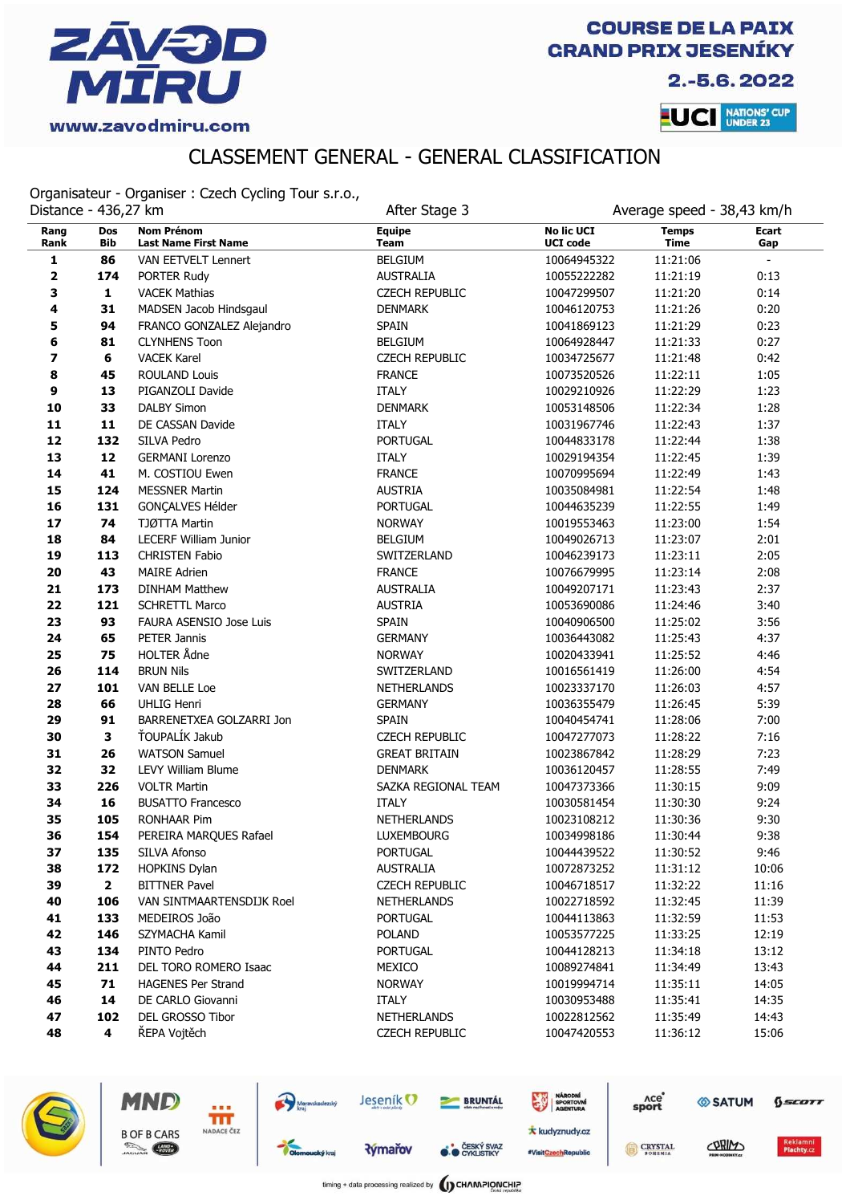# ZÁVOD MÍRU

www.zavodmiru.com

COURSE DE LA PAIX
GRAND PRIX JESENÍKY

2.-5.6. 2022

UCI NATIONS' CUP UNDER 23

## CLASSEMENT GENERAL - GENERAL CLASSIFICATION

Organisateur - Organiser : Czech Cycling Tour s.r.o.,

Distance - 436,27 km — After Stage 3 — Average speed - 38,43 km/h

| Rang Rank | Dos Bib | Nom Prénom Last Name First Name | Equipe Team | No lic UCI UCI code | Temps Time | Ecart Gap |
|---|---|---|---|---|---|---|
| 1 | 86 | VAN EETVELT Lennert | BELGIUM | 10064945322 | 11:21:06 | - |
| 2 | 174 | PORTER Rudy | AUSTRALIA | 10055222282 | 11:21:19 | 0:13 |
| 3 | 1 | VACEK Mathias | CZECH REPUBLIC | 10047299507 | 11:21:20 | 0:14 |
| 4 | 31 | MADSEN Jacob Hindsgaul | DENMARK | 10046120753 | 11:21:26 | 0:20 |
| 5 | 94 | FRANCO GONZALEZ Alejandro | SPAIN | 10041869123 | 11:21:29 | 0:23 |
| 6 | 81 | CLYNHENS Toon | BELGIUM | 10064928447 | 11:21:33 | 0:27 |
| 7 | 6 | VACEK Karel | CZECH REPUBLIC | 10034725677 | 11:21:48 | 0:42 |
| 8 | 45 | ROULAND Louis | FRANCE | 10073520526 | 11:22:11 | 1:05 |
| 9 | 13 | PIGANZOLI Davide | ITALY | 10029210926 | 11:22:29 | 1:23 |
| 10 | 33 | DALBY Simon | DENMARK | 10053148506 | 11:22:34 | 1:28 |
| 11 | 11 | DE CASSAN Davide | ITALY | 10031967746 | 11:22:43 | 1:37 |
| 12 | 132 | SILVA Pedro | PORTUGAL | 10044833178 | 11:22:44 | 1:38 |
| 13 | 12 | GERMANI Lorenzo | ITALY | 10029194354 | 11:22:45 | 1:39 |
| 14 | 41 | M. COSTIOU Ewen | FRANCE | 10070995694 | 11:22:49 | 1:43 |
| 15 | 124 | MESSNER Martin | AUSTRIA | 10035084981 | 11:22:54 | 1:48 |
| 16 | 131 | GONÇALVES Hélder | PORTUGAL | 10044635239 | 11:22:55 | 1:49 |
| 17 | 74 | TJØTTA Martin | NORWAY | 10019553463 | 11:23:00 | 1:54 |
| 18 | 84 | LECERF William Junior | BELGIUM | 10049026713 | 11:23:07 | 2:01 |
| 19 | 113 | CHRISTEN Fabio | SWITZERLAND | 10046239173 | 11:23:11 | 2:05 |
| 20 | 43 | MAIRE Adrien | FRANCE | 10076679995 | 11:23:14 | 2:08 |
| 21 | 173 | DINHAM Matthew | AUSTRALIA | 10049207171 | 11:23:43 | 2:37 |
| 22 | 121 | SCHRETTL Marco | AUSTRIA | 10053690086 | 11:24:46 | 3:40 |
| 23 | 93 | FAURA ASENSIO Jose Luis | SPAIN | 10040906500 | 11:25:02 | 3:56 |
| 24 | 65 | PETER Jannis | GERMANY | 10036443082 | 11:25:43 | 4:37 |
| 25 | 75 | HOLTER Ådne | NORWAY | 10020433941 | 11:25:52 | 4:46 |
| 26 | 114 | BRUN Nils | SWITZERLAND | 10016561419 | 11:26:00 | 4:54 |
| 27 | 101 | VAN BELLE Loe | NETHERLANDS | 10023337170 | 11:26:03 | 4:57 |
| 28 | 66 | UHLIG Henri | GERMANY | 10036355479 | 11:26:45 | 5:39 |
| 29 | 91 | BARRENETXEA GOLZARRI Jon | SPAIN | 10040454741 | 11:28:06 | 7:00 |
| 30 | 3 | ŤOUPALÍK Jakub | CZECH REPUBLIC | 10047277073 | 11:28:22 | 7:16 |
| 31 | 26 | WATSON Samuel | GREAT BRITAIN | 10023867842 | 11:28:29 | 7:23 |
| 32 | 32 | LEVY William Blume | DENMARK | 10036120457 | 11:28:55 | 7:49 |
| 33 | 226 | VOLTR Martin | SAZKA REGIONAL TEAM | 10047373366 | 11:30:15 | 9:09 |
| 34 | 16 | BUSATTO Francesco | ITALY | 10030581454 | 11:30:30 | 9:24 |
| 35 | 105 | RONHAAR Pim | NETHERLANDS | 10023108212 | 11:30:36 | 9:30 |
| 36 | 154 | PEREIRA MARQUES Rafael | LUXEMBOURG | 10034998186 | 11:30:44 | 9:38 |
| 37 | 135 | SILVA Afonso | PORTUGAL | 10044439522 | 11:30:52 | 9:46 |
| 38 | 172 | HOPKINS Dylan | AUSTRALIA | 10072873252 | 11:31:12 | 10:06 |
| 39 | 2 | BITTNER Pavel | CZECH REPUBLIC | 10046718517 | 11:32:22 | 11:16 |
| 40 | 106 | VAN SINTMAARTENSDIJK Roel | NETHERLANDS | 10022718592 | 11:32:45 | 11:39 |
| 41 | 133 | MEDEIROS João | PORTUGAL | 10044113863 | 11:32:59 | 11:53 |
| 42 | 146 | SZYMACHA Kamil | POLAND | 10053577225 | 11:33:25 | 12:19 |
| 43 | 134 | PINTO Pedro | PORTUGAL | 10044128213 | 11:34:18 | 13:12 |
| 44 | 211 | DEL TORO ROMERO Isaac | MEXICO | 10089274841 | 11:34:49 | 13:43 |
| 45 | 71 | HAGENES Per Strand | NORWAY | 10019994714 | 11:35:11 | 14:05 |
| 46 | 14 | DE CARLO Giovanni | ITALY | 10030953488 | 11:35:41 | 14:35 |
| 47 | 102 | DEL GROSSO Tibor | NETHERLANDS | 10022812562 | 11:35:49 | 14:43 |
| 48 | 4 | ŘEPA Vojtěch | CZECH REPUBLIC | 10047420553 | 11:36:12 | 15:06 |

timing + data processing realized by CHAMPIONCHIP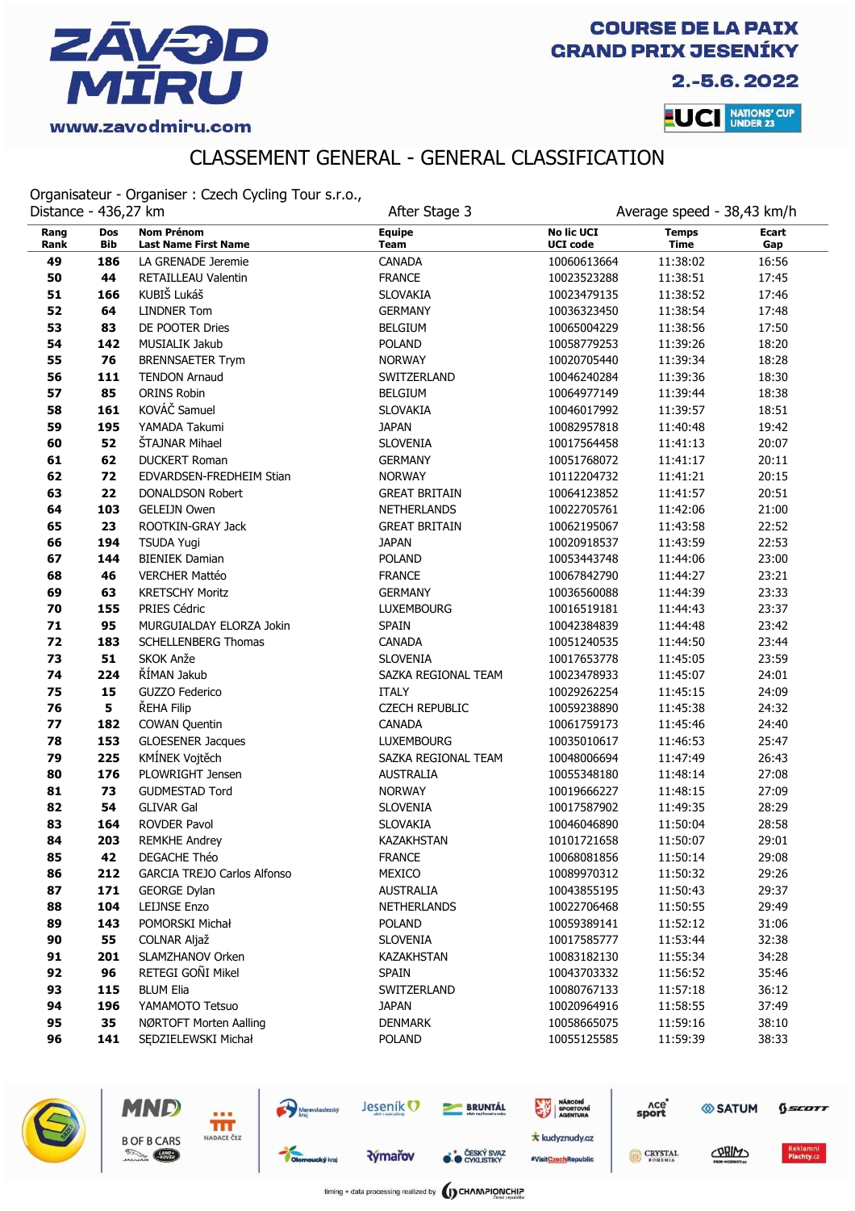# CLASSEMENT GENERAL - GENERAL CLASSIFICATION

Organisateur - Organiser : Czech Cycling Tour s.r.o.,
Distance - 436,27 km

After Stage 3

Average speed - 38,43 km/h

| Rang Rank | Dos Bib | Nom Prénom Last Name First Name | Equipe Team | No lic UCI UCI code | Temps Time | Ecart Gap |
|---|---|---|---|---|---|---|
| 49 | 186 | LA GRENADE Jeremie | CANADA | 10060613664 | 11:38:02 | 16:56 |
| 50 | 44 | RETAILLEAU Valentin | FRANCE | 10023523288 | 11:38:51 | 17:45 |
| 51 | 166 | KUBIŠ Lukáš | SLOVAKIA | 10023479135 | 11:38:52 | 17:46 |
| 52 | 64 | LINDNER Tom | GERMANY | 10036323450 | 11:38:54 | 17:48 |
| 53 | 83 | DE POOTER Dries | BELGIUM | 10065004229 | 11:38:56 | 17:50 |
| 54 | 142 | MUSIALIK Jakub | POLAND | 10058779253 | 11:39:26 | 18:20 |
| 55 | 76 | BRENNSAETER Trym | NORWAY | 10020705440 | 11:39:34 | 18:28 |
| 56 | 111 | TENDON Arnaud | SWITZERLAND | 10046240284 | 11:39:36 | 18:30 |
| 57 | 85 | ORINS Robin | BELGIUM | 10064977149 | 11:39:44 | 18:38 |
| 58 | 161 | KOVÁČ Samuel | SLOVAKIA | 10046017992 | 11:39:57 | 18:51 |
| 59 | 195 | YAMADA Takumi | JAPAN | 10082957818 | 11:40:48 | 19:42 |
| 60 | 52 | ŠTAJNAR Mihael | SLOVENIA | 10017564458 | 11:41:13 | 20:07 |
| 61 | 62 | DUCKERT Roman | GERMANY | 10051768072 | 11:41:17 | 20:11 |
| 62 | 72 | EDVARDSEN-FREDHEIM Stian | NORWAY | 10112204732 | 11:41:21 | 20:15 |
| 63 | 22 | DONALDSON Robert | GREAT BRITAIN | 10064123852 | 11:41:57 | 20:51 |
| 64 | 103 | GELEIJN Owen | NETHERLANDS | 10022705761 | 11:42:06 | 21:00 |
| 65 | 23 | ROOTKIN-GRAY Jack | GREAT BRITAIN | 10062195067 | 11:43:58 | 22:52 |
| 66 | 194 | TSUDA Yugi | JAPAN | 10020918537 | 11:43:59 | 22:53 |
| 67 | 144 | BIENIEK Damian | POLAND | 10053443748 | 11:44:06 | 23:00 |
| 68 | 46 | VERCHER Mattéo | FRANCE | 10067842790 | 11:44:27 | 23:21 |
| 69 | 63 | KRETSCHY Moritz | GERMANY | 10036560088 | 11:44:39 | 23:33 |
| 70 | 155 | PRIES Cédric | LUXEMBOURG | 10016519181 | 11:44:43 | 23:37 |
| 71 | 95 | MURGUIALDAY ELORZA Jokin | SPAIN | 10042384839 | 11:44:48 | 23:42 |
| 72 | 183 | SCHELLENBERG Thomas | CANADA | 10051240535 | 11:44:50 | 23:44 |
| 73 | 51 | SKOK Anže | SLOVENIA | 10017653778 | 11:45:05 | 23:59 |
| 74 | 224 | ŘÍMAN Jakub | SAZKA REGIONAL TEAM | 10023478933 | 11:45:07 | 24:01 |
| 75 | 15 | GUZZO Federico | ITALY | 10029262254 | 11:45:15 | 24:09 |
| 76 | 5 | ŘEHA Filip | CZECH REPUBLIC | 10059238890 | 11:45:38 | 24:32 |
| 77 | 182 | COWAN Quentin | CANADA | 10061759173 | 11:45:46 | 24:40 |
| 78 | 153 | GLOESENER Jacques | LUXEMBOURG | 10035010617 | 11:46:53 | 25:47 |
| 79 | 225 | KMÍNEK Vojtěch | SAZKA REGIONAL TEAM | 10048006694 | 11:47:49 | 26:43 |
| 80 | 176 | PLOWRIGHT Jensen | AUSTRALIA | 10055348180 | 11:48:14 | 27:08 |
| 81 | 73 | GUDMESTAD Tord | NORWAY | 10019666227 | 11:48:15 | 27:09 |
| 82 | 54 | GLIVAR Gal | SLOVENIA | 10017587902 | 11:49:35 | 28:29 |
| 83 | 164 | ROVDER Pavol | SLOVAKIA | 10046046890 | 11:50:04 | 28:58 |
| 84 | 203 | REMKHE Andrey | KAZAKHSTAN | 10101721658 | 11:50:07 | 29:01 |
| 85 | 42 | DEGACHE Théo | FRANCE | 10068081856 | 11:50:14 | 29:08 |
| 86 | 212 | GARCIA TREJO Carlos Alfonso | MEXICO | 10089970312 | 11:50:32 | 29:26 |
| 87 | 171 | GEORGE Dylan | AUSTRALIA | 10043855195 | 11:50:43 | 29:37 |
| 88 | 104 | LEIJNSE Enzo | NETHERLANDS | 10022706468 | 11:50:55 | 29:49 |
| 89 | 143 | POMORSKI Michał | POLAND | 10059389141 | 11:52:12 | 31:06 |
| 90 | 55 | COLNAR Aljaž | SLOVENIA | 10017585777 | 11:53:44 | 32:38 |
| 91 | 201 | SLAMZHANOV Orken | KAZAKHSTAN | 10083182130 | 11:55:34 | 34:28 |
| 92 | 96 | RETEGI GOÑI Mikel | SPAIN | 10043703332 | 11:56:52 | 35:46 |
| 93 | 115 | BLUM Elia | SWITZERLAND | 10080767133 | 11:57:18 | 36:12 |
| 94 | 196 | YAMAMOTO Tetsuo | JAPAN | 10020964916 | 11:58:55 | 37:49 |
| 95 | 35 | NØRTOFT Morten Aalling | DENMARK | 10058665075 | 11:59:16 | 38:10 |
| 96 | 141 | SĘDZIELEWSKI Michał | POLAND | 10055125585 | 11:59:39 | 38:33 |

timing + data processing realized by CHAMPIONCHIP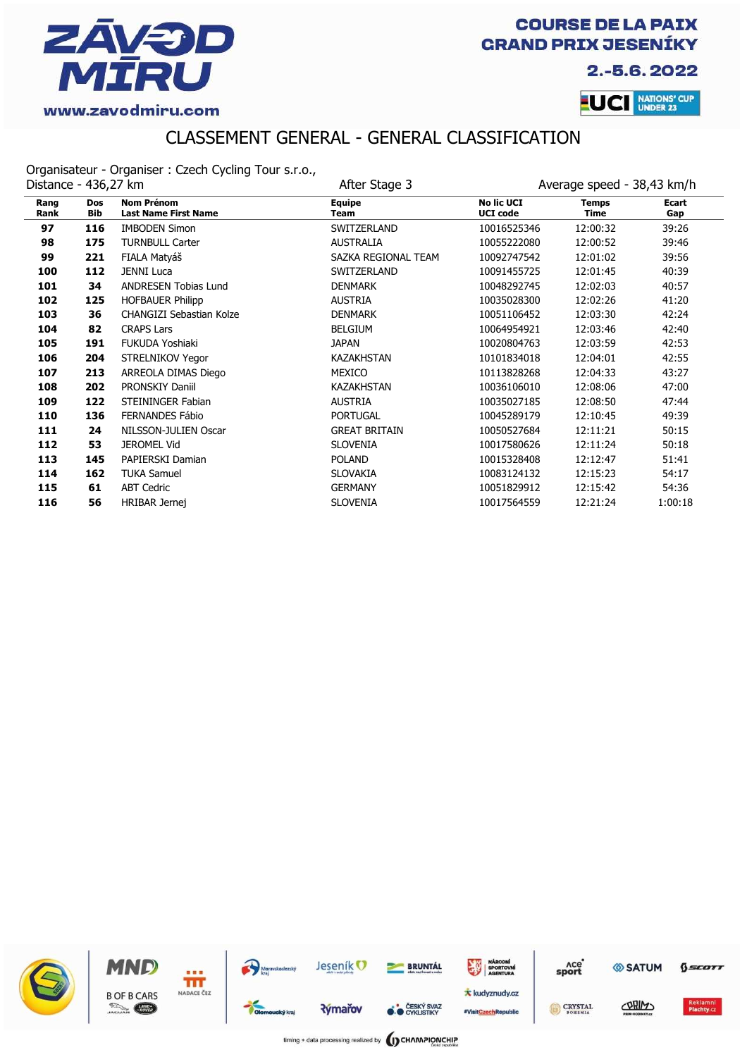# COURSE DE LA PAIX GRAND PRIX JESENÍKY

2.-5.6. 2022

www.zavodmiru.com

## CLASSEMENT GENERAL - GENERAL CLASSIFICATION

Organisateur - Organiser : Czech Cycling Tour s.r.o.,

Distance - 436,27 km | After Stage 3 | Average speed - 38,43 km/h

| Rang Rank | Dos Bib | Nom Prénom Last Name First Name | Equipe Team | No lic UCI UCI code | Temps Time | Ecart Gap |
|---|---|---|---|---|---|---|
| 97 | 116 | IMBODEN Simon | SWITZERLAND | 10016525346 | 12:00:32 | 39:26 |
| 98 | 175 | TURNBULL Carter | AUSTRALIA | 10055222080 | 12:00:52 | 39:46 |
| 99 | 221 | FIALA Matyáš | SAZKA REGIONAL TEAM | 10092747542 | 12:01:02 | 39:56 |
| 100 | 112 | JENNI Luca | SWITZERLAND | 10091455725 | 12:01:45 | 40:39 |
| 101 | 34 | ANDRESEN Tobias Lund | DENMARK | 10048292745 | 12:02:03 | 40:57 |
| 102 | 125 | HOFBAUER Philipp | AUSTRIA | 10035028300 | 12:02:26 | 41:20 |
| 103 | 36 | CHANGIZI Sebastian Kolze | DENMARK | 10051106452 | 12:03:30 | 42:24 |
| 104 | 82 | CRAPS Lars | BELGIUM | 10064954921 | 12:03:46 | 42:40 |
| 105 | 191 | FUKUDA Yoshiaki | JAPAN | 10020804763 | 12:03:59 | 42:53 |
| 106 | 204 | STRELNIKOV Yegor | KAZAKHSTAN | 10101834018 | 12:04:01 | 42:55 |
| 107 | 213 | ARREOLA DIMAS Diego | MEXICO | 10113828268 | 12:04:33 | 43:27 |
| 108 | 202 | PRONSKIY Daniil | KAZAKHSTAN | 10036106010 | 12:08:06 | 47:00 |
| 109 | 122 | STEININGER Fabian | AUSTRIA | 10035027185 | 12:08:50 | 47:44 |
| 110 | 136 | FERNANDES Fábio | PORTUGAL | 10045289179 | 12:10:45 | 49:39 |
| 111 | 24 | NILSSON-JULIEN Oscar | GREAT BRITAIN | 10050527684 | 12:11:21 | 50:15 |
| 112 | 53 | JEROMEL Vid | SLOVENIA | 10017580626 | 12:11:24 | 50:18 |
| 113 | 145 | PAPIERSKI Damian | POLAND | 10015328408 | 12:12:47 | 51:41 |
| 114 | 162 | TUKA Samuel | SLOVAKIA | 10083124132 | 12:15:23 | 54:17 |
| 115 | 61 | ABT Cedric | GERMANY | 10051829912 | 12:15:42 | 54:36 |
| 116 | 56 | HRIBAR Jernej | SLOVENIA | 10017564559 | 12:21:24 | 1:00:18 |

timing + data processing realized by CHAMPIONCHIP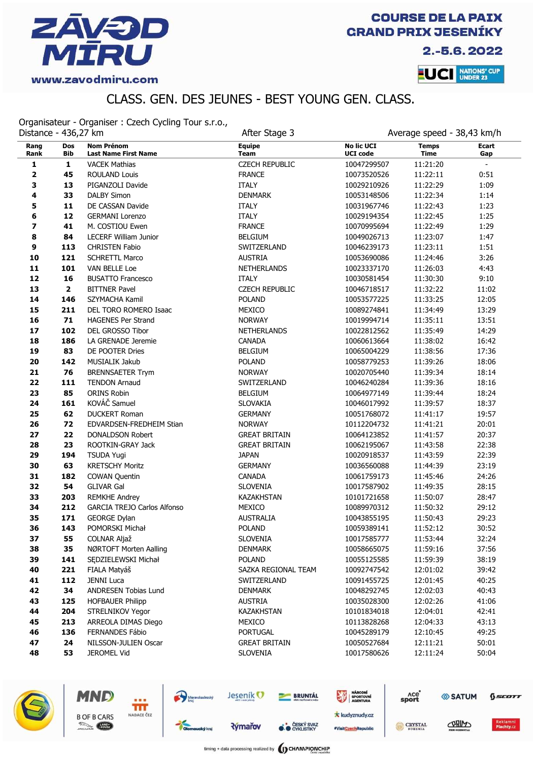# ZÁVOD MÍRU

www.zavodmiru.com

**COURSE DE LA PAIX GRAND PRIX JESENÍKY**

**2.-5.6. 2022**

UCI NATIONS' CUP UNDER 23

## CLASS. GEN. DES JEUNES - BEST YOUNG GEN. CLASS.

Organisateur - Organiser : Czech Cycling Tour s.r.o.,

Distance - 436,27 km — After Stage 3 — Average speed - 38,43 km/h

| Rang Rank | Dos Bib | Nom Prénom Last Name First Name | Equipe Team | No lic UCI UCI code | Temps Time | Ecart Gap |
|---|---|---|---|---|---|---|
| 1 | 1 | VACEK Mathias | CZECH REPUBLIC | 10047299507 | 11:21:20 | - |
| 2 | 45 | ROULAND Louis | FRANCE | 10073520526 | 11:22:11 | 0:51 |
| 3 | 13 | PIGANZOLI Davide | ITALY | 10029210926 | 11:22:29 | 1:09 |
| 4 | 33 | DALBY Simon | DENMARK | 10053148506 | 11:22:34 | 1:14 |
| 5 | 11 | DE CASSAN Davide | ITALY | 10031967746 | 11:22:43 | 1:23 |
| 6 | 12 | GERMANI Lorenzo | ITALY | 10029194354 | 11:22:45 | 1:25 |
| 7 | 41 | M. COSTIOU Ewen | FRANCE | 10070995694 | 11:22:49 | 1:29 |
| 8 | 84 | LECERF William Junior | BELGIUM | 10049026713 | 11:23:07 | 1:47 |
| 9 | 113 | CHRISTEN Fabio | SWITZERLAND | 10046239173 | 11:23:11 | 1:51 |
| 10 | 121 | SCHRETTL Marco | AUSTRIA | 10053690086 | 11:24:46 | 3:26 |
| 11 | 101 | VAN BELLE Loe | NETHERLANDS | 10023337170 | 11:26:03 | 4:43 |
| 12 | 16 | BUSATTO Francesco | ITALY | 10030581454 | 11:30:30 | 9:10 |
| 13 | 2 | BITTNER Pavel | CZECH REPUBLIC | 10046718517 | 11:32:22 | 11:02 |
| 14 | 146 | SZYMACHA Kamil | POLAND | 10053577225 | 11:33:25 | 12:05 |
| 15 | 211 | DEL TORO ROMERO Isaac | MEXICO | 10089274841 | 11:34:49 | 13:29 |
| 16 | 71 | HAGENES Per Strand | NORWAY | 10019994714 | 11:35:11 | 13:51 |
| 17 | 102 | DEL GROSSO Tibor | NETHERLANDS | 10022812562 | 11:35:49 | 14:29 |
| 18 | 186 | LA GRENADE Jeremie | CANADA | 10060613664 | 11:38:02 | 16:42 |
| 19 | 83 | DE POOTER Dries | BELGIUM | 10065004229 | 11:38:56 | 17:36 |
| 20 | 142 | MUSIALIK Jakub | POLAND | 10058779253 | 11:39:26 | 18:06 |
| 21 | 76 | BRENNSAETER Trym | NORWAY | 10020705440 | 11:39:34 | 18:14 |
| 22 | 111 | TENDON Arnaud | SWITZERLAND | 10046240284 | 11:39:36 | 18:16 |
| 23 | 85 | ORINS Robin | BELGIUM | 10064977149 | 11:39:44 | 18:24 |
| 24 | 161 | KOVÁČ Samuel | SLOVAKIA | 10046017992 | 11:39:57 | 18:37 |
| 25 | 62 | DUCKERT Roman | GERMANY | 10051768072 | 11:41:17 | 19:57 |
| 26 | 72 | EDVARDSEN-FREDHEIM Stian | NORWAY | 10112204732 | 11:41:21 | 20:01 |
| 27 | 22 | DONALDSON Robert | GREAT BRITAIN | 10064123852 | 11:41:57 | 20:37 |
| 28 | 23 | ROOTKIN-GRAY Jack | GREAT BRITAIN | 10062195067 | 11:43:58 | 22:38 |
| 29 | 194 | TSUDA Yugi | JAPAN | 10020918537 | 11:43:59 | 22:39 |
| 30 | 63 | KRETSCHY Moritz | GERMANY | 10036560088 | 11:44:39 | 23:19 |
| 31 | 182 | COWAN Quentin | CANADA | 10061759173 | 11:45:46 | 24:26 |
| 32 | 54 | GLIVAR Gal | SLOVENIA | 10017587902 | 11:49:35 | 28:15 |
| 33 | 203 | REMKHE Andrey | KAZAKHSTAN | 10101721658 | 11:50:07 | 28:47 |
| 34 | 212 | GARCIA TREJO Carlos Alfonso | MEXICO | 10089970312 | 11:50:32 | 29:12 |
| 35 | 171 | GEORGE Dylan | AUSTRALIA | 10043855195 | 11:50:43 | 29:23 |
| 36 | 143 | POMORSKI Michał | POLAND | 10059389141 | 11:52:12 | 30:52 |
| 37 | 55 | COLNAR Aljaž | SLOVENIA | 10017585777 | 11:53:44 | 32:24 |
| 38 | 35 | NØRTOFT Morten Aalling | DENMARK | 10058665075 | 11:59:16 | 37:56 |
| 39 | 141 | SĘDZIELEWSKI Michał | POLAND | 10055125585 | 11:59:39 | 38:19 |
| 40 | 221 | FIALA Matyáš | SAZKA REGIONAL TEAM | 10092747542 | 12:01:02 | 39:42 |
| 41 | 112 | JENNI Luca | SWITZERLAND | 10091455725 | 12:01:45 | 40:25 |
| 42 | 34 | ANDRESEN Tobias Lund | DENMARK | 10048292745 | 12:02:03 | 40:43 |
| 43 | 125 | HOFBAUER Philipp | AUSTRIA | 10035028300 | 12:02:26 | 41:06 |
| 44 | 204 | STRELNIKOV Yegor | KAZAKHSTAN | 10101834018 | 12:04:01 | 42:41 |
| 45 | 213 | ARREOLA DIMAS Diego | MEXICO | 10113828268 | 12:04:33 | 43:13 |
| 46 | 136 | FERNANDES Fábio | PORTUGAL | 10045289179 | 12:10:45 | 49:25 |
| 47 | 24 | NILSSON-JULIEN Oscar | GREAT BRITAIN | 10050527684 | 12:11:21 | 50:01 |
| 48 | 53 | JEROMEL Vid | SLOVENIA | 10017580626 | 12:11:24 | 50:04 |

timing + data processing realized by CHAMPIONCHIP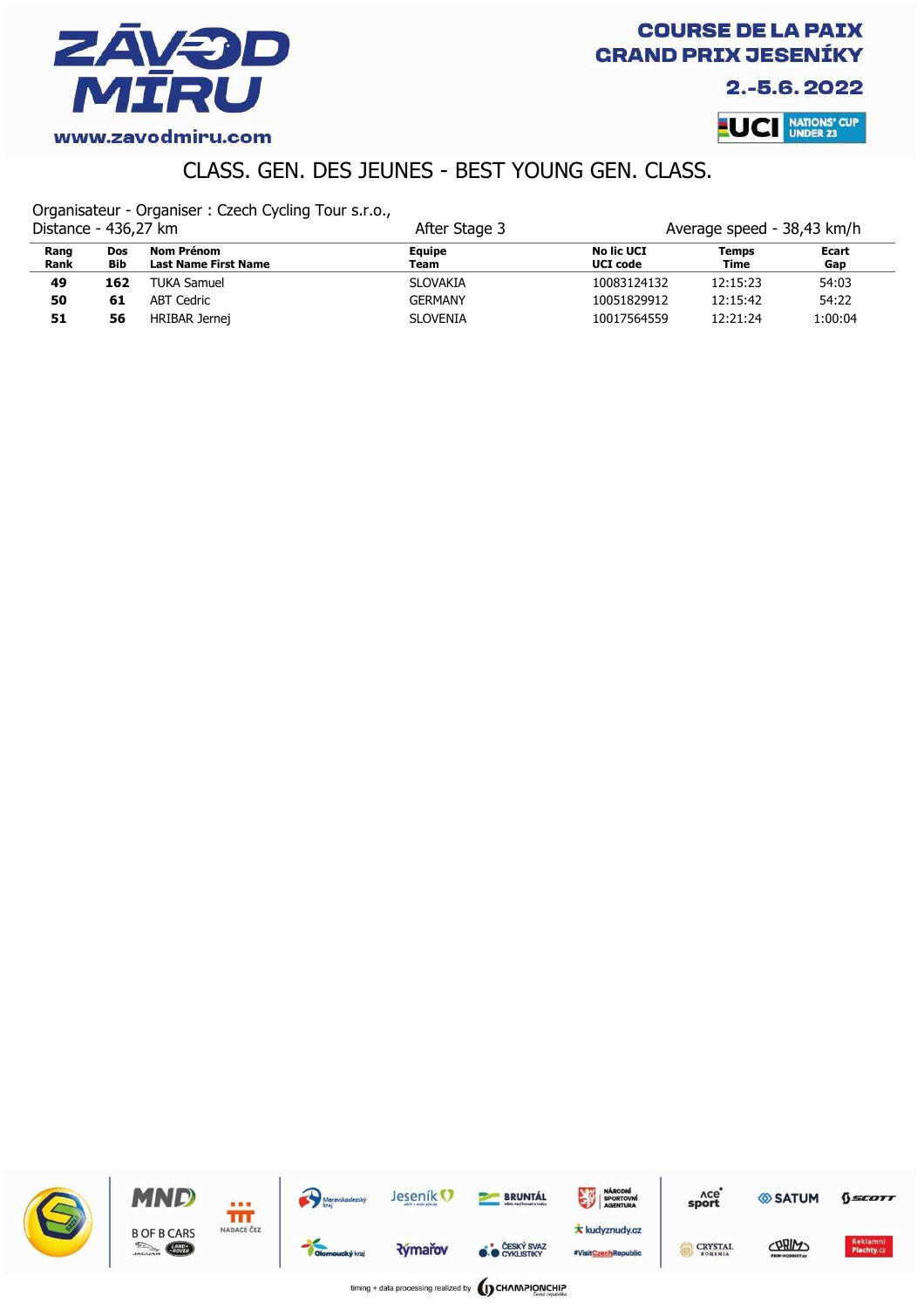ZÁVOD MÍRU

www.zavodmiru.com

COURSE DE LA PAIX
GRAND PRIX JESENÍKY

2.-5.6. 2022

UCI NATIONS' CUP UNDER 23

# CLASS. GEN. DES JEUNES - BEST YOUNG GEN. CLASS.

Organisateur - Organiser : Czech Cycling Tour s.r.o.,

Distance - 436,27 km | After Stage 3 | Average speed - 38,43 km/h

| Rang<br>Rank | Dos<br>Bib | Nom Prénom<br>Last Name First Name | Equipe<br>Team | No lic UCI<br>UCI code | Temps<br>Time | Ecart<br>Gap |
|---|---|---|---|---|---|---|
| **49** | **162** | TUKA Samuel | SLOVAKIA | 10083124132 | 12:15:23 | 54:03 |
| **50** | **61** | ABT Cedric | GERMANY | 10051829912 | 12:15:42 | 54:22 |
| **51** | **56** | HRIBAR Jernej | SLOVENIA | 10017564559 | 12:21:24 | 1:00:04 |

timing + data processing realized by CHAMPIONCHIP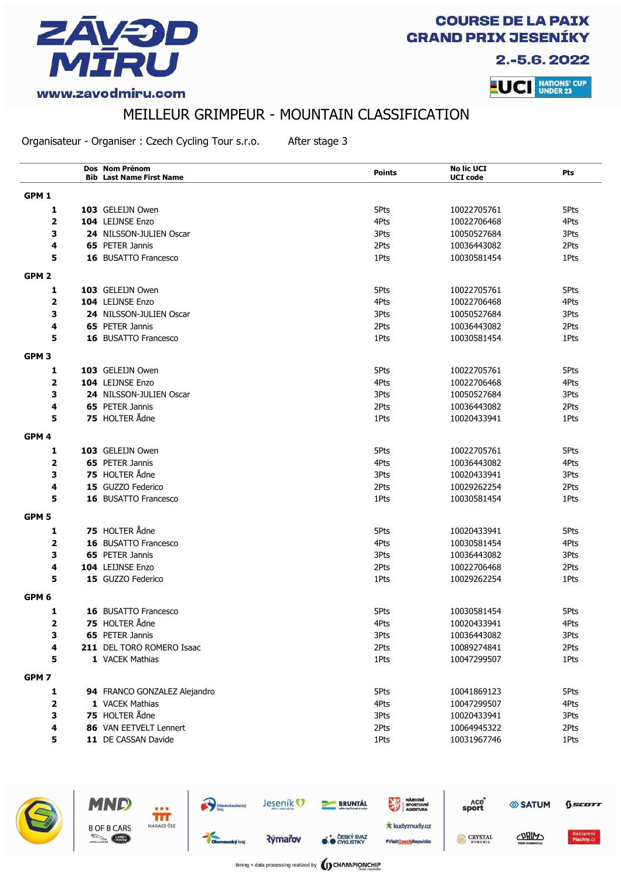# ZÁVOD MÍRU

www.zavodmiru.com

COURSE DE LA PAIX
GRAND PRIX JESENÍKY
2.-5.6. 2022

UCI NATIONS' CUP UNDER 23

## MEILLEUR GRIMPEUR - MOUNTAIN CLASSIFICATION

Organisateur - Organiser : Czech Cycling Tour s.r.o. After stage 3

| | Dos Bib | Nom Prénom Last Name First Name | Points | No lic UCI UCI code | Pts |
|---|---|---|---|---|---|
| **GPM 1** | | | | | |
| 1 | 103 | GELEIJN Owen | 5Pts | 10022705761 | 5Pts |
| 2 | 104 | LEIJNSE Enzo | 4Pts | 10022706468 | 4Pts |
| 3 | 24 | NILSSON-JULIEN Oscar | 3Pts | 10050527684 | 3Pts |
| 4 | 65 | PETER Jannis | 2Pts | 10036443082 | 2Pts |
| 5 | 16 | BUSATTO Francesco | 1Pts | 10030581454 | 1Pts |
| **GPM 2** | | | | | |
| 1 | 103 | GELEIJN Owen | 5Pts | 10022705761 | 5Pts |
| 2 | 104 | LEIJNSE Enzo | 4Pts | 10022706468 | 4Pts |
| 3 | 24 | NILSSON-JULIEN Oscar | 3Pts | 10050527684 | 3Pts |
| 4 | 65 | PETER Jannis | 2Pts | 10036443082 | 2Pts |
| 5 | 16 | BUSATTO Francesco | 1Pts | 10030581454 | 1Pts |
| **GPM 3** | | | | | |
| 1 | 103 | GELEIJN Owen | 5Pts | 10022705761 | 5Pts |
| 2 | 104 | LEIJNSE Enzo | 4Pts | 10022706468 | 4Pts |
| 3 | 24 | NILSSON-JULIEN Oscar | 3Pts | 10050527684 | 3Pts |
| 4 | 65 | PETER Jannis | 2Pts | 10036443082 | 2Pts |
| 5 | 75 | HOLTER Ådne | 1Pts | 10020433941 | 1Pts |
| **GPM 4** | | | | | |
| 1 | 103 | GELEIJN Owen | 5Pts | 10022705761 | 5Pts |
| 2 | 65 | PETER Jannis | 4Pts | 10036443082 | 4Pts |
| 3 | 75 | HOLTER Ådne | 3Pts | 10020433941 | 3Pts |
| 4 | 15 | GUZZO Federico | 2Pts | 10029262254 | 2Pts |
| 5 | 16 | BUSATTO Francesco | 1Pts | 10030581454 | 1Pts |
| **GPM 5** | | | | | |
| 1 | 75 | HOLTER Ådne | 5Pts | 10020433941 | 5Pts |
| 2 | 16 | BUSATTO Francesco | 4Pts | 10030581454 | 4Pts |
| 3 | 65 | PETER Jannis | 3Pts | 10036443082 | 3Pts |
| 4 | 104 | LEIJNSE Enzo | 2Pts | 10022706468 | 2Pts |
| 5 | 15 | GUZZO Federico | 1Pts | 10029262254 | 1Pts |
| **GPM 6** | | | | | |
| 1 | 16 | BUSATTO Francesco | 5Pts | 10030581454 | 5Pts |
| 2 | 75 | HOLTER Ådne | 4Pts | 10020433941 | 4Pts |
| 3 | 65 | PETER Jannis | 3Pts | 10036443082 | 3Pts |
| 4 | 211 | DEL TORO ROMERO Isaac | 2Pts | 10089274841 | 2Pts |
| 5 | 1 | VACEK Mathias | 1Pts | 10047299507 | 1Pts |
| **GPM 7** | | | | | |
| 1 | 94 | FRANCO GONZALEZ Alejandro | 5Pts | 10041869123 | 5Pts |
| 2 | 1 | VACEK Mathias | 4Pts | 10047299507 | 4Pts |
| 3 | 75 | HOLTER Ådne | 3Pts | 10020433941 | 3Pts |
| 4 | 86 | VAN EETVELT Lennert | 2Pts | 10064945322 | 2Pts |
| 5 | 11 | DE CASSAN Davide | 1Pts | 10031967746 | 1Pts |

timing + data processing realized by CHAMPIONCHIP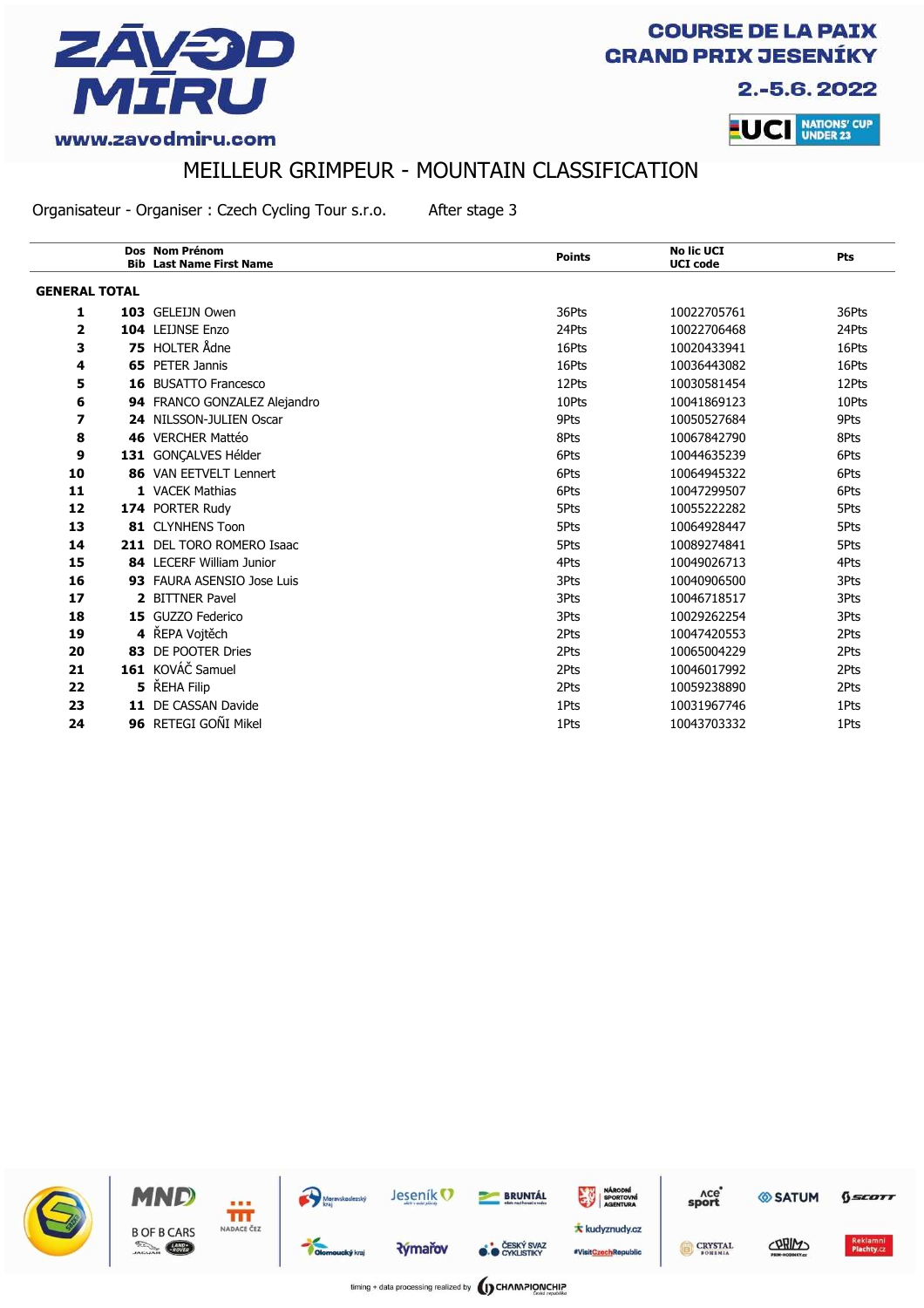# ZÁVOD MÍRU

www.zavodmiru.com

COURSE DE LA PAIX
GRAND PRIX JESENÍKY
2.-5.6. 2022

UCI NATIONS' CUP UNDER 23

## MEILLEUR GRIMPEUR - MOUNTAIN CLASSIFICATION

Organisateur - Organiser : Czech Cycling Tour s.r.o.     After stage 3

| | Dos Bib | Nom Prénom Last Name First Name | Points | No lic UCI UCI code | Pts |
|---|---|---|---|---|---|
| **GENERAL TOTAL** | | | | | |
| **1** | **103** | GELEIJN Owen | 36Pts | 10022705761 | 36Pts |
| **2** | **104** | LEIJNSE Enzo | 24Pts | 10022706468 | 24Pts |
| **3** | **75** | HOLTER Ådne | 16Pts | 10020433941 | 16Pts |
| **4** | **65** | PETER Jannis | 16Pts | 10036443082 | 16Pts |
| **5** | **16** | BUSATTO Francesco | 12Pts | 10030581454 | 12Pts |
| **6** | **94** | FRANCO GONZALEZ Alejandro | 10Pts | 10041869123 | 10Pts |
| **7** | **24** | NILSSON-JULIEN Oscar | 9Pts | 10050527684 | 9Pts |
| **8** | **46** | VERCHER Mattéo | 8Pts | 10067842790 | 8Pts |
| **9** | **131** | GONÇALVES Hélder | 6Pts | 10044635239 | 6Pts |
| **10** | **86** | VAN EETVELT Lennert | 6Pts | 10064945322 | 6Pts |
| **11** | **1** | VACEK Mathias | 6Pts | 10047299507 | 6Pts |
| **12** | **174** | PORTER Rudy | 5Pts | 10055222282 | 5Pts |
| **13** | **81** | CLYNHENS Toon | 5Pts | 10064928447 | 5Pts |
| **14** | **211** | DEL TORO ROMERO Isaac | 5Pts | 10089274841 | 5Pts |
| **15** | **84** | LECERF William Junior | 4Pts | 10049026713 | 4Pts |
| **16** | **93** | FAURA ASENSIO Jose Luis | 3Pts | 10040906500 | 3Pts |
| **17** | **2** | BITTNER Pavel | 3Pts | 10046718517 | 3Pts |
| **18** | **15** | GUZZO Federico | 3Pts | 10029262254 | 3Pts |
| **19** | **4** | ŘEPA Vojtěch | 2Pts | 10047420553 | 2Pts |
| **20** | **83** | DE POOTER Dries | 2Pts | 10065004229 | 2Pts |
| **21** | **161** | KOVÁČ Samuel | 2Pts | 10046017992 | 2Pts |
| **22** | **5** | ŘEHA Filip | 2Pts | 10059238890 | 2Pts |
| **23** | **11** | DE CASSAN Davide | 1Pts | 10031967746 | 1Pts |
| **24** | **96** | RETEGI GOÑI Mikel | 1Pts | 10043703332 | 1Pts |

timing + data processing realized by CHAMPIONCHIP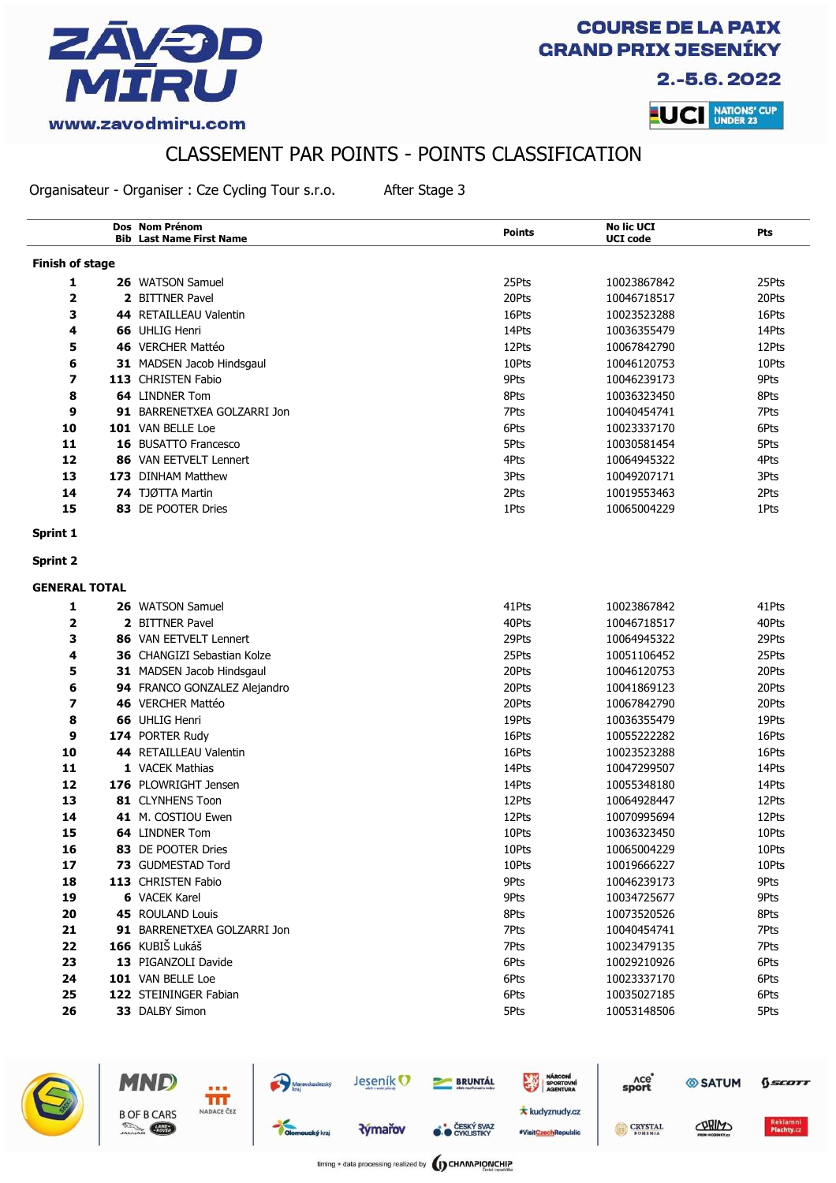ZÁVOD MÍRU
www.zavodmiru.com

COURSE DE LA PAIX
GRAND PRIX JESENÍKY
2.-5.6.2022
UCI NATIONS' CUP UNDER 23

# CLASSEMENT PAR POINTS - POINTS CLASSIFICATION

Organisateur - Organiser : Cze Cycling Tour s.r.o. After Stage 3

| | Dos Bib | Nom Prénom Last Name First Name | Points | No lic UCI UCI code | Pts |
|---|---|---|---|---|---|
| **Finish of stage** | | | | | |
| **1** | **26** | WATSON Samuel | 25Pts | 10023867842 | 25Pts |
| **2** | **2** | BITTNER Pavel | 20Pts | 10046718517 | 20Pts |
| **3** | **44** | RETAILLEAU Valentin | 16Pts | 10023523288 | 16Pts |
| **4** | **66** | UHLIG Henri | 14Pts | 10036355479 | 14Pts |
| **5** | **46** | VERCHER Mattéo | 12Pts | 10067842790 | 12Pts |
| **6** | **31** | MADSEN Jacob Hindsgaul | 10Pts | 10046120753 | 10Pts |
| **7** | **113** | CHRISTEN Fabio | 9Pts | 10046239173 | 9Pts |
| **8** | **64** | LINDNER Tom | 8Pts | 10036323450 | 8Pts |
| **9** | **91** | BARRENETXEA GOLZARRI Jon | 7Pts | 10040454741 | 7Pts |
| **10** | **101** | VAN BELLE Loe | 6Pts | 10023337170 | 6Pts |
| **11** | **16** | BUSATTO Francesco | 5Pts | 10030581454 | 5Pts |
| **12** | **86** | VAN EETVELT Lennert | 4Pts | 10064945322 | 4Pts |
| **13** | **173** | DINHAM Matthew | 3Pts | 10049207171 | 3Pts |
| **14** | **74** | TJØTTA Martin | 2Pts | 10019553463 | 2Pts |
| **15** | **83** | DE POOTER Dries | 1Pts | 10065004229 | 1Pts |
| **Sprint 1** | | | | | |
| **Sprint 2** | | | | | |
| **GENERAL TOTAL** | | | | | |
| **1** | **26** | WATSON Samuel | 41Pts | 10023867842 | 41Pts |
| **2** | **2** | BITTNER Pavel | 40Pts | 10046718517 | 40Pts |
| **3** | **86** | VAN EETVELT Lennert | 29Pts | 10064945322 | 29Pts |
| **4** | **36** | CHANGIZI Sebastian Kolze | 25Pts | 10051106452 | 25Pts |
| **5** | **31** | MADSEN Jacob Hindsgaul | 20Pts | 10046120753 | 20Pts |
| **6** | **94** | FRANCO GONZALEZ Alejandro | 20Pts | 10041869123 | 20Pts |
| **7** | **46** | VERCHER Mattéo | 20Pts | 10067842790 | 20Pts |
| **8** | **66** | UHLIG Henri | 19Pts | 10036355479 | 19Pts |
| **9** | **174** | PORTER Rudy | 16Pts | 10055222282 | 16Pts |
| **10** | **44** | RETAILLEAU Valentin | 16Pts | 10023523288 | 16Pts |
| **11** | **1** | VACEK Mathias | 14Pts | 10047299507 | 14Pts |
| **12** | **176** | PLOWRIGHT Jensen | 14Pts | 10055348180 | 14Pts |
| **13** | **81** | CLYNHENS Toon | 12Pts | 10064928447 | 12Pts |
| **14** | **41** | M. COSTIOU Ewen | 12Pts | 10070995694 | 12Pts |
| **15** | **64** | LINDNER Tom | 10Pts | 10036323450 | 10Pts |
| **16** | **83** | DE POOTER Dries | 10Pts | 10065004229 | 10Pts |
| **17** | **73** | GUDMESTAD Tord | 10Pts | 10019666227 | 10Pts |
| **18** | **113** | CHRISTEN Fabio | 9Pts | 10046239173 | 9Pts |
| **19** | **6** | VACEK Karel | 9Pts | 10034725677 | 9Pts |
| **20** | **45** | ROULAND Louis | 8Pts | 10073520526 | 8Pts |
| **21** | **91** | BARRENETXEA GOLZARRI Jon | 7Pts | 10040454741 | 7Pts |
| **22** | **166** | KUBIŠ Lukáš | 7Pts | 10023479135 | 7Pts |
| **23** | **13** | PIGANZOLI Davide | 6Pts | 10029210926 | 6Pts |
| **24** | **101** | VAN BELLE Loe | 6Pts | 10023337170 | 6Pts |
| **25** | **122** | STEININGER Fabian | 6Pts | 10035027185 | 6Pts |
| **26** | **33** | DALBY Simon | 5Pts | 10053148506 | 5Pts |

timing + data processing realized by CHAMPIONCHIP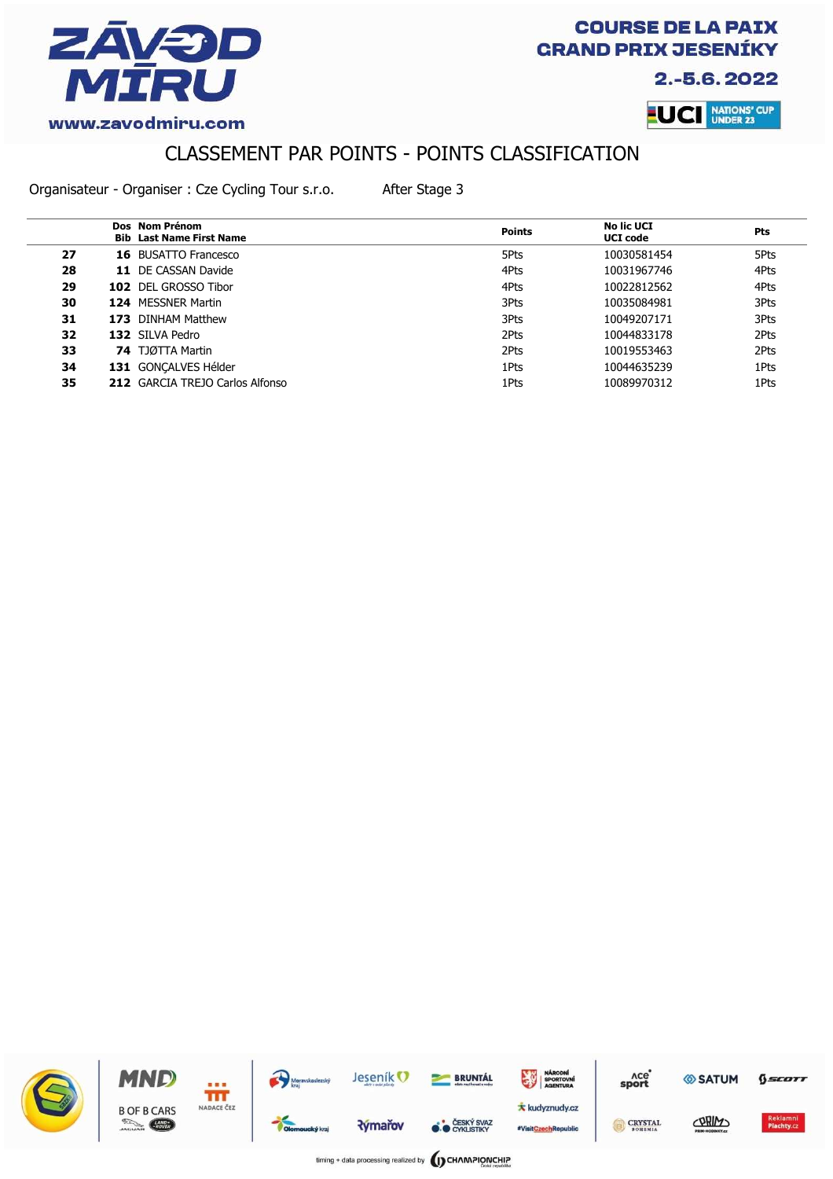# CLASSEMENT PAR POINTS - POINTS CLASSIFICATION

Organisateur - Organiser : Cze Cycling Tour s.r.o. After Stage 3

| | Dos Bib | Nom Prénom Last Name First Name | Points | No lic UCI UCI code | Pts |
|---|---|---|---|---|---|
| 27 | 16 | BUSATTO Francesco | 5Pts | 10030581454 | 5Pts |
| 28 | 11 | DE CASSAN Davide | 4Pts | 10031967746 | 4Pts |
| 29 | 102 | DEL GROSSO Tibor | 4Pts | 10022812562 | 4Pts |
| 30 | 124 | MESSNER Martin | 3Pts | 10035084981 | 3Pts |
| 31 | 173 | DINHAM Matthew | 3Pts | 10049207171 | 3Pts |
| 32 | 132 | SILVA Pedro | 2Pts | 10044833178 | 2Pts |
| 33 | 74 | TJØTTA Martin | 2Pts | 10019553463 | 2Pts |
| 34 | 131 | GONÇALVES Hélder | 1Pts | 10044635239 | 1Pts |
| 35 | 212 | GARCIA TREJO Carlos Alfonso | 1Pts | 10089970312 | 1Pts |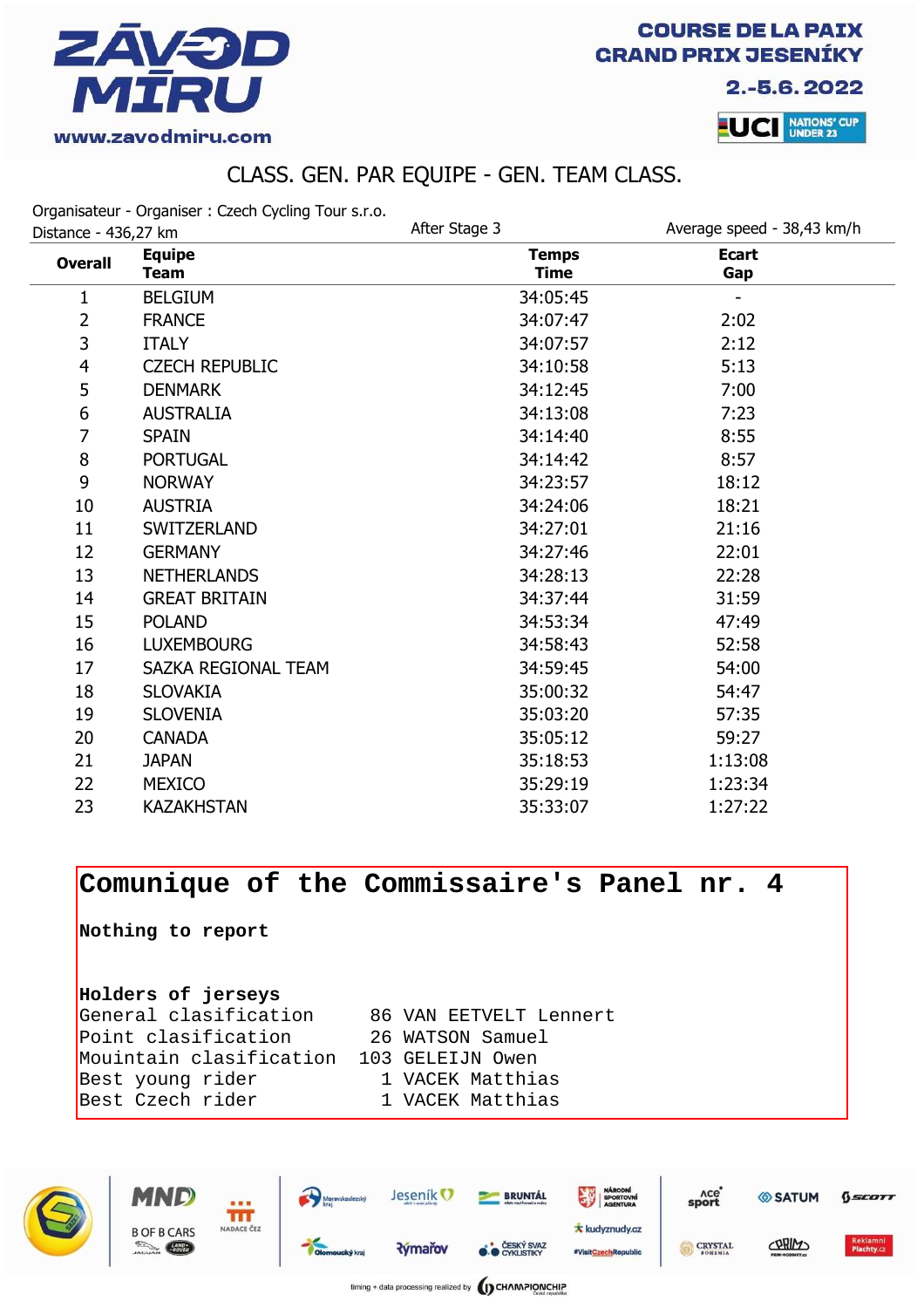# ZÁVOD MÍRU

www.zavodmiru.com

COURSE DE LA PAIX
GRAND PRIX JESENÍKY
2.-5.6. 2022

UCI NATIONS' CUP UNDER 23

## CLASS. GEN. PAR EQUIPE - GEN. TEAM CLASS.

Organisateur - Organiser : Czech Cycling Tour s.r.o.

Distance - 436,27 km | After Stage 3 | Average speed - 38,43 km/h

| Overall | Equipe Team | Temps Time | Ecart Gap |
|---|---|---|---|
| 1 | BELGIUM | 34:05:45 | - |
| 2 | FRANCE | 34:07:47 | 2:02 |
| 3 | ITALY | 34:07:57 | 2:12 |
| 4 | CZECH REPUBLIC | 34:10:58 | 5:13 |
| 5 | DENMARK | 34:12:45 | 7:00 |
| 6 | AUSTRALIA | 34:13:08 | 7:23 |
| 7 | SPAIN | 34:14:40 | 8:55 |
| 8 | PORTUGAL | 34:14:42 | 8:57 |
| 9 | NORWAY | 34:23:57 | 18:12 |
| 10 | AUSTRIA | 34:24:06 | 18:21 |
| 11 | SWITZERLAND | 34:27:01 | 21:16 |
| 12 | GERMANY | 34:27:46 | 22:01 |
| 13 | NETHERLANDS | 34:28:13 | 22:28 |
| 14 | GREAT BRITAIN | 34:37:44 | 31:59 |
| 15 | POLAND | 34:53:34 | 47:49 |
| 16 | LUXEMBOURG | 34:58:43 | 52:58 |
| 17 | SAZKA REGIONAL TEAM | 34:59:45 | 54:00 |
| 18 | SLOVAKIA | 35:00:32 | 54:47 |
| 19 | SLOVENIA | 35:03:20 | 57:35 |
| 20 | CANADA | 35:05:12 | 59:27 |
| 21 | JAPAN | 35:18:53 | 1:13:08 |
| 22 | MEXICO | 35:29:19 | 1:23:34 |
| 23 | KAZAKHSTAN | 35:33:07 | 1:27:22 |

## Comunique of the Commissaire's Panel nr. 4

**Nothing to report**

**Holders of jerseys**

| | | |
|---|---|---|
| General clasification | 86 | VAN EETVELT Lennert |
| Point clasification | 26 | WATSON Samuel |
| Mouintain clasification | 103 | GELEIJN Owen |
| Best young rider | 1 | VACEK Matthias |
| Best Czech rider | 1 | VACEK Matthias |

timing + data processing realized by CHAMPIONCHIP